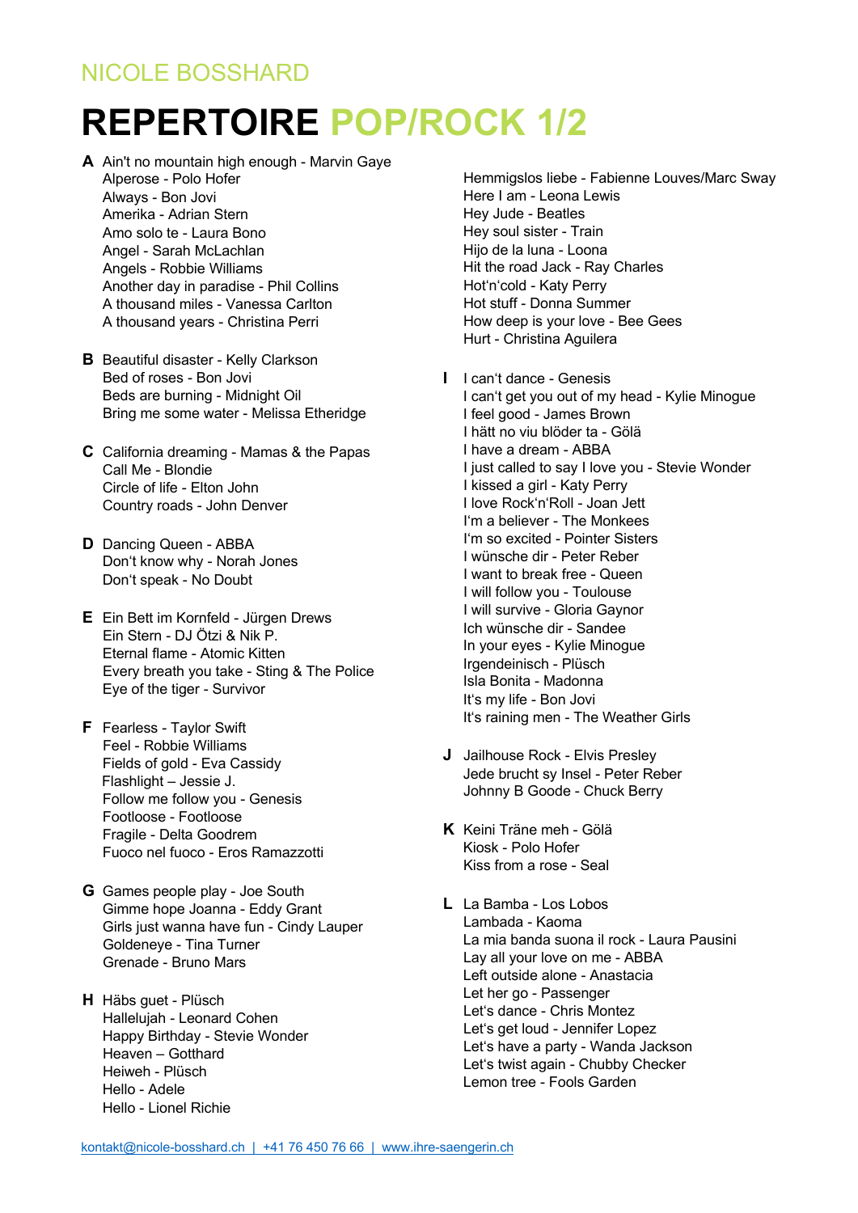NICOLE BOSSHARD

# REPERTOIRE POP/ROCK 1/2

**A** Ain't no mountain high enough - Marvin Gaye
Alperose - Polo Hofer
Always - Bon Jovi
Amerika - Adrian Stern
Amo solo te - Laura Bono
Angel - Sarah McLachlan
Angels - Robbie Williams
Another day in paradise - Phil Collins
A thousand miles - Vanessa Carlton
A thousand years - Christina Perri

**B** Beautiful disaster - Kelly Clarkson
Bed of roses - Bon Jovi
Beds are burning - Midnight Oil
Bring me some water - Melissa Etheridge

**C** California dreaming - Mamas & the Papas
Call Me - Blondie
Circle of life - Elton John
Country roads - John Denver

**D** Dancing Queen - ABBA
Don‘t know why - Norah Jones
Don‘t speak - No Doubt

**E** Ein Bett im Kornfeld - Jürgen Drews
Ein Stern - DJ Ötzi & Nik P.
Eternal flame - Atomic Kitten
Every breath you take - Sting & The Police
Eye of the tiger - Survivor

**F** Fearless - Taylor Swift
Feel - Robbie Williams
Fields of gold - Eva Cassidy
Flashlight – Jessie J.
Follow me follow you - Genesis
Footloose - Footloose
Fragile - Delta Goodrem
Fuoco nel fuoco - Eros Ramazzotti

**G** Games people play - Joe South
Gimme hope Joanna - Eddy Grant
Girls just wanna have fun - Cindy Lauper
Goldeneye - Tina Turner
Grenade - Bruno Mars

**H** Häbs guet - Plüsch
Hallelujah - Leonard Cohen
Happy Birthday - Stevie Wonder
Heaven – Gotthard
Heiweh - Plüsch
Hello - Adele
Hello - Lionel Richie
Hemmigslos liebe - Fabienne Louves/Marc Sway
Here I am - Leona Lewis
Hey Jude - Beatles
Hey soul sister - Train
Hijo de la luna - Loona
Hit the road Jack - Ray Charles
Hot‘n‘cold - Katy Perry
Hot stuff - Donna Summer
How deep is your love - Bee Gees
Hurt - Christina Aguilera

**I** I can‘t dance - Genesis
I can‘t get you out of my head - Kylie Minogue
I feel good - James Brown
I hätt no viu blöder ta - Gölä
I have a dream - ABBA
I just called to say I love you - Stevie Wonder
I kissed a girl - Katy Perry
I love Rock‘n‘Roll - Joan Jett
I‘m a believer - The Monkees
I‘m so excited - Pointer Sisters
I wünsche dir - Peter Reber
I want to break free - Queen
I will follow you - Toulouse
I will survive - Gloria Gaynor
Ich wünsche dir - Sandee
In your eyes - Kylie Minogue
Irgendeinisch - Plüsch
Isla Bonita - Madonna
It‘s my life - Bon Jovi
It‘s raining men - The Weather Girls

**J** Jailhouse Rock - Elvis Presley
Jede brucht sy Insel - Peter Reber
Johnny B Goode - Chuck Berry

**K** Keini Träne meh - Gölä
Kiosk - Polo Hofer
Kiss from a rose - Seal

**L** La Bamba - Los Lobos
Lambada - Kaoma
La mia banda suona il rock - Laura Pausini
Lay all your love on me - ABBA
Left outside alone - Anastacia
Let her go - Passenger
Let‘s dance - Chris Montez
Let‘s get loud - Jennifer Lopez
Let‘s have a party - Wanda Jackson
Let‘s twist again - Chubby Checker
Lemon tree - Fools Garden

kontakt@nicole-bosshard.ch | +41 76 450 76 66 | www.ihre-saengerin.ch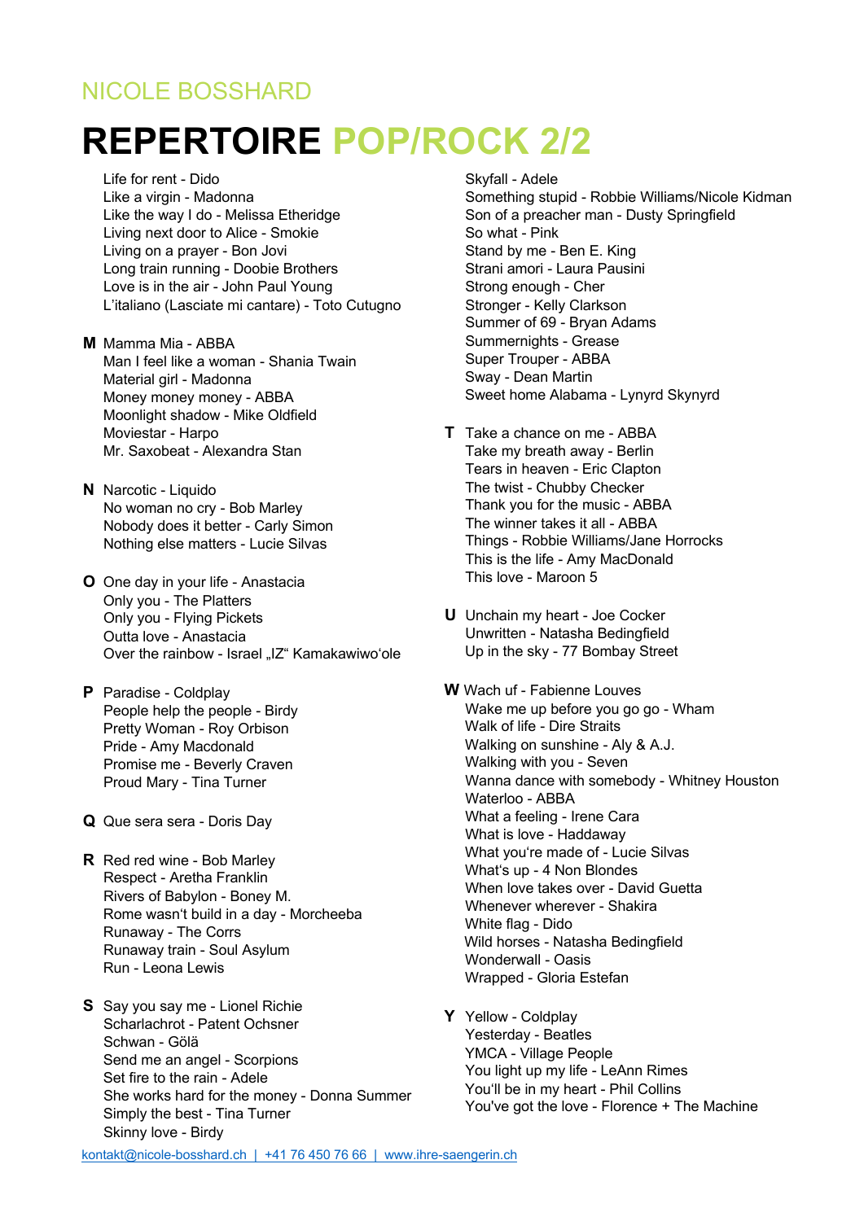NICOLE BOSSHARD

# REPERTOIRE POP/ROCK 2/2

Life for rent - Dido
Like a virgin - Madonna
Like the way I do - Melissa Etheridge
Living next door to Alice - Smokie
Living on a prayer - Bon Jovi
Long train running - Doobie Brothers
Love is in the air - John Paul Young
L'italiano (Lasciate mi cantare) - Toto Cutugno

**M** Mamma Mia - ABBA
Man I feel like a woman - Shania Twain
Material girl - Madonna
Money money money - ABBA
Moonlight shadow - Mike Oldfield
Moviestar - Harpo
Mr. Saxobeat - Alexandra Stan

**N** Narcotic - Liquido
No woman no cry - Bob Marley
Nobody does it better - Carly Simon
Nothing else matters - Lucie Silvas

**O** One day in your life - Anastacia
Only you - The Platters
Only you - Flying Pickets
Outta love - Anastacia
Over the rainbow - Israel „IZ" Kamakawiwo'ole

**P** Paradise - Coldplay
People help the people - Birdy
Pretty Woman - Roy Orbison
Pride - Amy Macdonald
Promise me - Beverly Craven
Proud Mary - Tina Turner

**Q** Que sera sera - Doris Day

**R** Red red wine - Bob Marley
Respect - Aretha Franklin
Rivers of Babylon - Boney M.
Rome wasn't build in a day - Morcheeba
Runaway - The Corrs
Runaway train - Soul Asylum
Run - Leona Lewis

**S** Say you say me - Lionel Richie
Scharlachrot - Patent Ochsner
Schwan - Gölä
Send me an angel - Scorpions
Set fire to the rain - Adele
She works hard for the money - Donna Summer
Simply the best - Tina Turner
Skinny love - Birdy
Skyfall - Adele
Something stupid - Robbie Williams/Nicole Kidman
Son of a preacher man - Dusty Springfield
So what - Pink
Stand by me - Ben E. King
Strani amori - Laura Pausini
Strong enough - Cher
Stronger - Kelly Clarkson
Summer of 69 - Bryan Adams
Summernights - Grease
Super Trouper - ABBA
Sway - Dean Martin
Sweet home Alabama - Lynyrd Skynyrd

**T** Take a chance on me - ABBA
Take my breath away - Berlin
Tears in heaven - Eric Clapton
The twist - Chubby Checker
Thank you for the music - ABBA
The winner takes it all - ABBA
Things - Robbie Williams/Jane Horrocks
This is the life - Amy MacDonald
This love - Maroon 5

**U** Unchain my heart - Joe Cocker
Unwritten - Natasha Bedingfield
Up in the sky - 77 Bombay Street

**W** Wach uf - Fabienne Louves
Wake me up before you go go - Wham
Walk of life - Dire Straits
Walking on sunshine - Aly & A.J.
Walking with you - Seven
Wanna dance with somebody - Whitney Houston
Waterloo - ABBA
What a feeling - Irene Cara
What is love - Haddaway
What you're made of - Lucie Silvas
What's up - 4 Non Blondes
When love takes over - David Guetta
Whenever wherever - Shakira
White flag - Dido
Wild horses - Natasha Bedingfield
Wonderwall - Oasis
Wrapped - Gloria Estefan

**Y** Yellow - Coldplay
Yesterday - Beatles
YMCA - Village People
You light up my life - LeAnn Rimes
You'll be in my heart - Phil Collins
You've got the love - Florence + The Machine

kontakt@nicole-bosshard.ch | +41 76 450 76 66 | www.ihre-saengerin.ch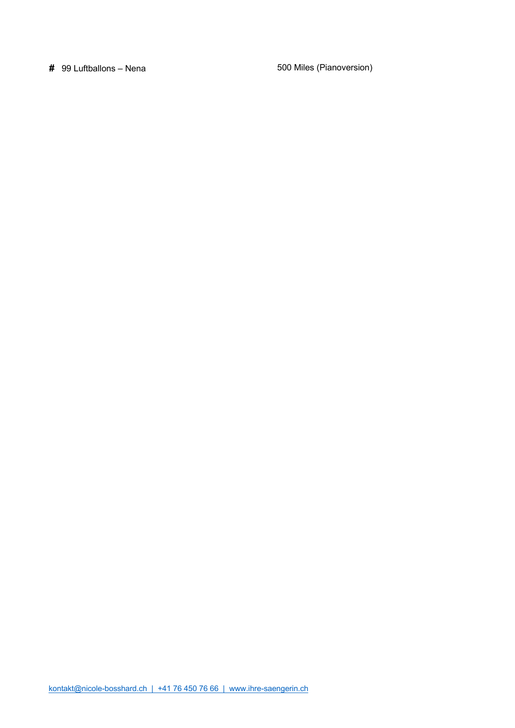# 99 Luftballons – Nena

500 Miles (Pianoversion)